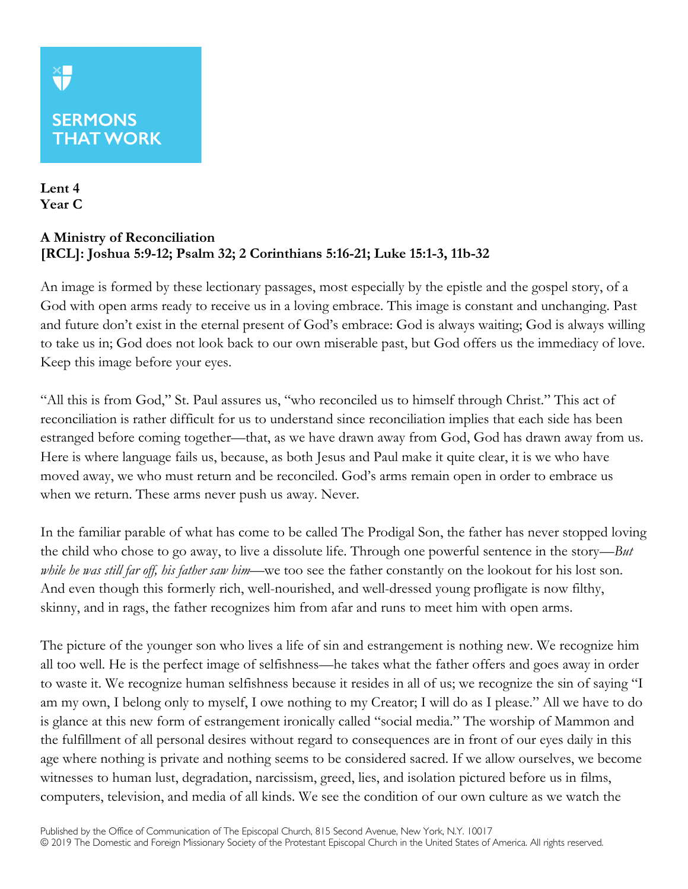**SERMONS THAT WORK**

**Lent 4**
**Year C**

**A Ministry of Reconciliation**
**[RCL]: Joshua 5:9-12; Psalm 32; 2 Corinthians 5:16-21; Luke 15:1-3, 11b-32**

An image is formed by these lectionary passages, most especially by the epistle and the gospel story, of a God with open arms ready to receive us in a loving embrace. This image is constant and unchanging. Past and future don't exist in the eternal present of God's embrace: God is always waiting; God is always willing to take us in; God does not look back to our own miserable past, but God offers us the immediacy of love. Keep this image before your eyes.

"All this is from God," St. Paul assures us, "who reconciled us to himself through Christ." This act of reconciliation is rather difficult for us to understand since reconciliation implies that each side has been estranged before coming together—that, as we have drawn away from God, God has drawn away from us. Here is where language fails us, because, as both Jesus and Paul make it quite clear, it is we who have moved away, we who must return and be reconciled. God's arms remain open in order to embrace us when we return. These arms never push us away. Never.

In the familiar parable of what has come to be called The Prodigal Son, the father has never stopped loving the child who chose to go away, to live a dissolute life. Through one powerful sentence in the story—*But while he was still far off, his father saw him*—we too see the father constantly on the lookout for his lost son. And even though this formerly rich, well-nourished, and well-dressed young profligate is now filthy, skinny, and in rags, the father recognizes him from afar and runs to meet him with open arms.

The picture of the younger son who lives a life of sin and estrangement is nothing new. We recognize him all too well. He is the perfect image of selfishness—he takes what the father offers and goes away in order to waste it. We recognize human selfishness because it resides in all of us; we recognize the sin of saying "I am my own, I belong only to myself, I owe nothing to my Creator; I will do as I please." All we have to do is glance at this new form of estrangement ironically called "social media." The worship of Mammon and the fulfillment of all personal desires without regard to consequences are in front of our eyes daily in this age where nothing is private and nothing seems to be considered sacred. If we allow ourselves, we become witnesses to human lust, degradation, narcissism, greed, lies, and isolation pictured before us in films, computers, television, and media of all kinds. We see the condition of our own culture as we watch the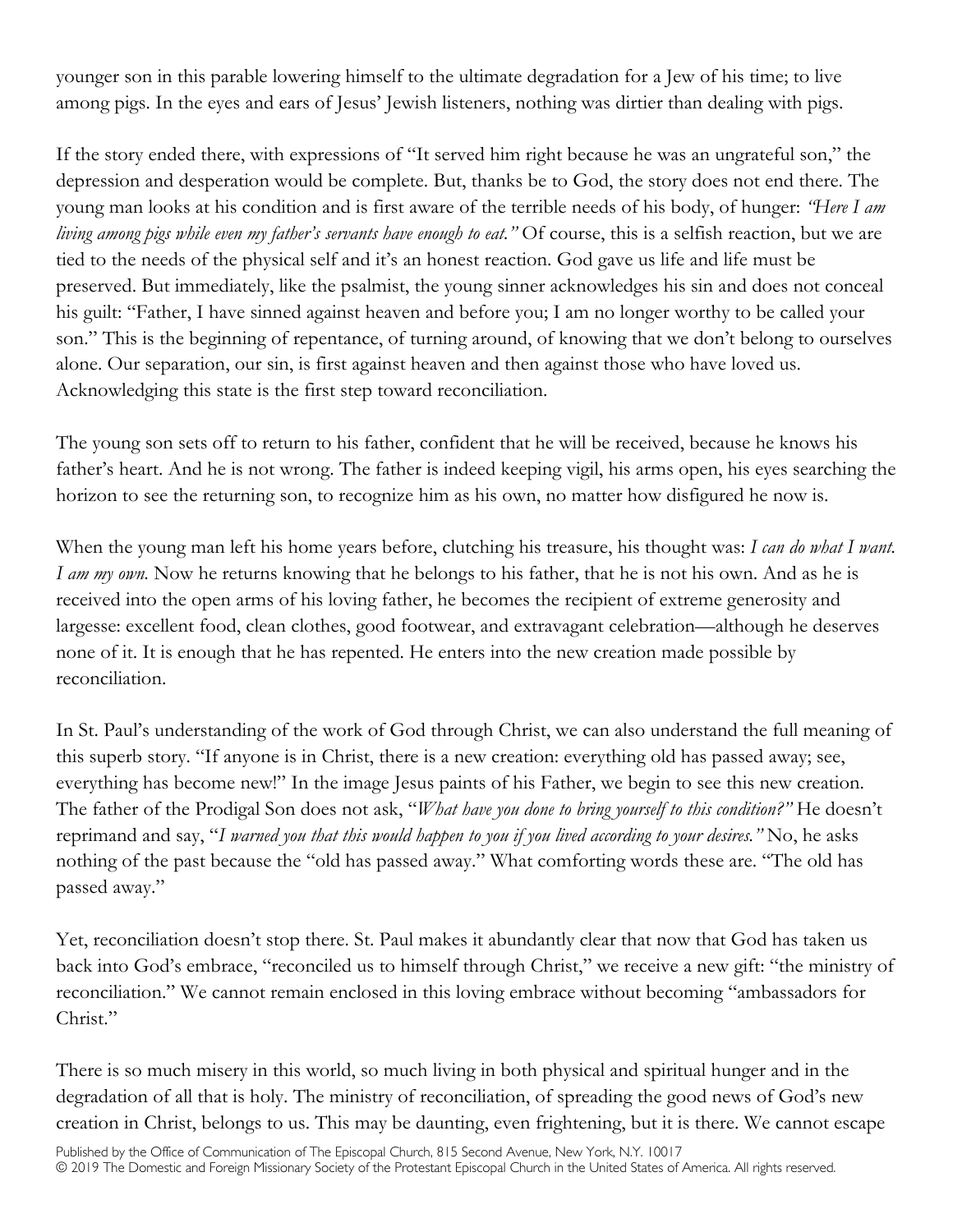younger son in this parable lowering himself to the ultimate degradation for a Jew of his time; to live among pigs. In the eyes and ears of Jesus' Jewish listeners, nothing was dirtier than dealing with pigs.

If the story ended there, with expressions of "It served him right because he was an ungrateful son," the depression and desperation would be complete. But, thanks be to God, the story does not end there. The young man looks at his condition and is first aware of the terrible needs of his body, of hunger: *"Here I am living among pigs while even my father's servants have enough to eat."* Of course, this is a selfish reaction, but we are tied to the needs of the physical self and it's an honest reaction. God gave us life and life must be preserved. But immediately, like the psalmist, the young sinner acknowledges his sin and does not conceal his guilt: "Father, I have sinned against heaven and before you; I am no longer worthy to be called your son." This is the beginning of repentance, of turning around, of knowing that we don't belong to ourselves alone. Our separation, our sin, is first against heaven and then against those who have loved us. Acknowledging this state is the first step toward reconciliation.

The young son sets off to return to his father, confident that he will be received, because he knows his father's heart. And he is not wrong. The father is indeed keeping vigil, his arms open, his eyes searching the horizon to see the returning son, to recognize him as his own, no matter how disfigured he now is.

When the young man left his home years before, clutching his treasure, his thought was: *I can do what I want. I am my own.* Now he returns knowing that he belongs to his father, that he is not his own. And as he is received into the open arms of his loving father, he becomes the recipient of extreme generosity and largesse: excellent food, clean clothes, good footwear, and extravagant celebration—although he deserves none of it. It is enough that he has repented. He enters into the new creation made possible by reconciliation.

In St. Paul's understanding of the work of God through Christ, we can also understand the full meaning of this superb story. "If anyone is in Christ, there is a new creation: everything old has passed away; see, everything has become new!" In the image Jesus paints of his Father, we begin to see this new creation. The father of the Prodigal Son does not ask, "*What have you done to bring yourself to this condition?"* He doesn't reprimand and say, "*I warned you that this would happen to you if you lived according to your desires."* No, he asks nothing of the past because the "old has passed away." What comforting words these are. "The old has passed away."

Yet, reconciliation doesn't stop there. St. Paul makes it abundantly clear that now that God has taken us back into God's embrace, "reconciled us to himself through Christ," we receive a new gift: "the ministry of reconciliation." We cannot remain enclosed in this loving embrace without becoming "ambassadors for Christ."

There is so much misery in this world, so much living in both physical and spiritual hunger and in the degradation of all that is holy. The ministry of reconciliation, of spreading the good news of God's new creation in Christ, belongs to us. This may be daunting, even frightening, but it is there. We cannot escape

Published by the Office of Communication of The Episcopal Church, 815 Second Avenue, New York, N.Y. 10017
© 2019 The Domestic and Foreign Missionary Society of the Protestant Episcopal Church in the United States of America. All rights reserved.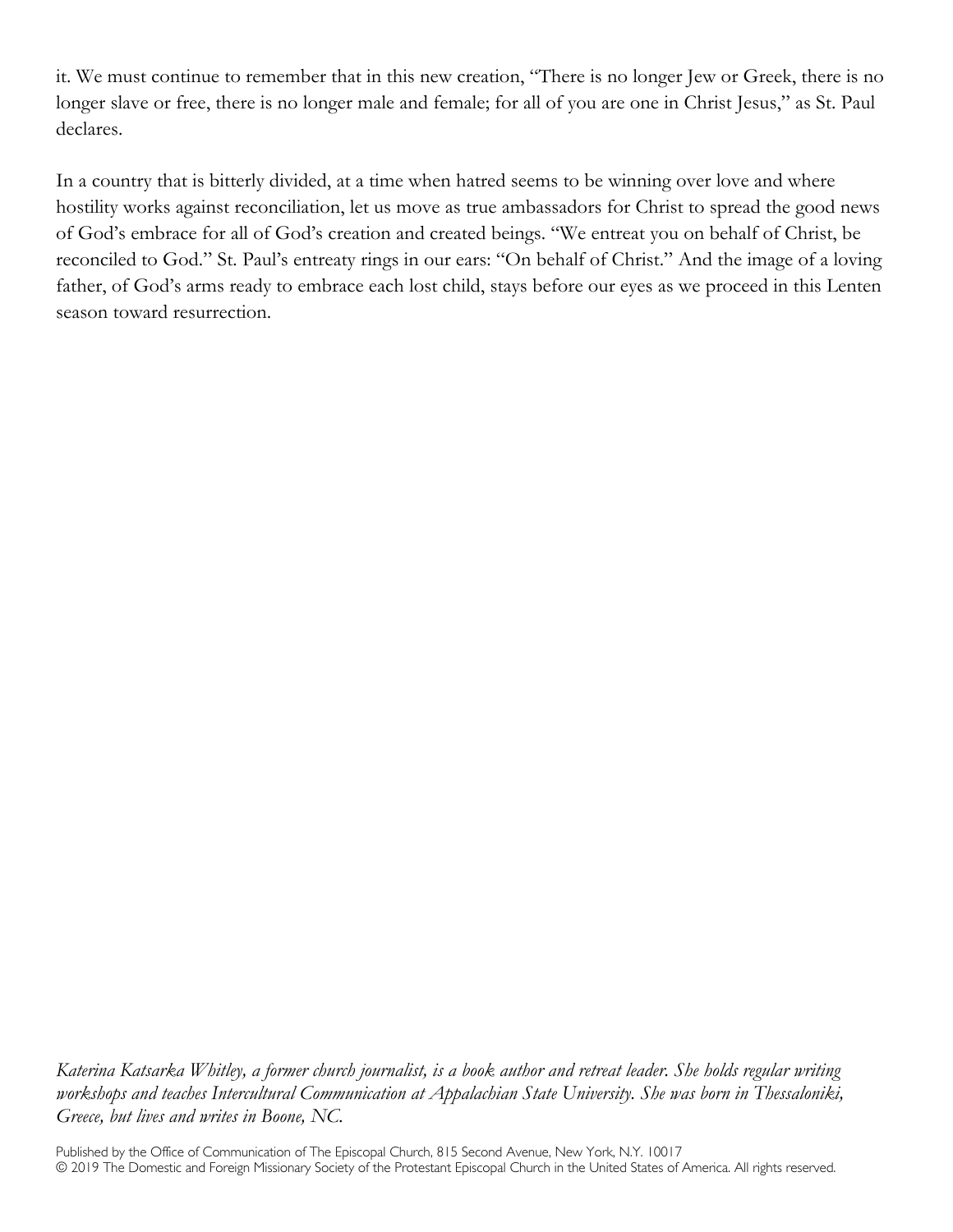it. We must continue to remember that in this new creation, "There is no longer Jew or Greek, there is no longer slave or free, there is no longer male and female; for all of you are one in Christ Jesus," as St. Paul declares.

In a country that is bitterly divided, at a time when hatred seems to be winning over love and where hostility works against reconciliation, let us move as true ambassadors for Christ to spread the good news of God's embrace for all of God's creation and created beings. "We entreat you on behalf of Christ, be reconciled to God." St. Paul's entreaty rings in our ears: "On behalf of Christ." And the image of a loving father, of God's arms ready to embrace each lost child, stays before our eyes as we proceed in this Lenten season toward resurrection.

*Katerina Katsarka Whitley, a former church journalist, is a book author and retreat leader. She holds regular writing workshops and teaches Intercultural Communication at Appalachian State University. She was born in Thessaloniki, Greece, but lives and writes in Boone, NC.*

Published by the Office of Communication of The Episcopal Church, 815 Second Avenue, New York, N.Y. 10017
© 2019 The Domestic and Foreign Missionary Society of the Protestant Episcopal Church in the United States of America. All rights reserved.